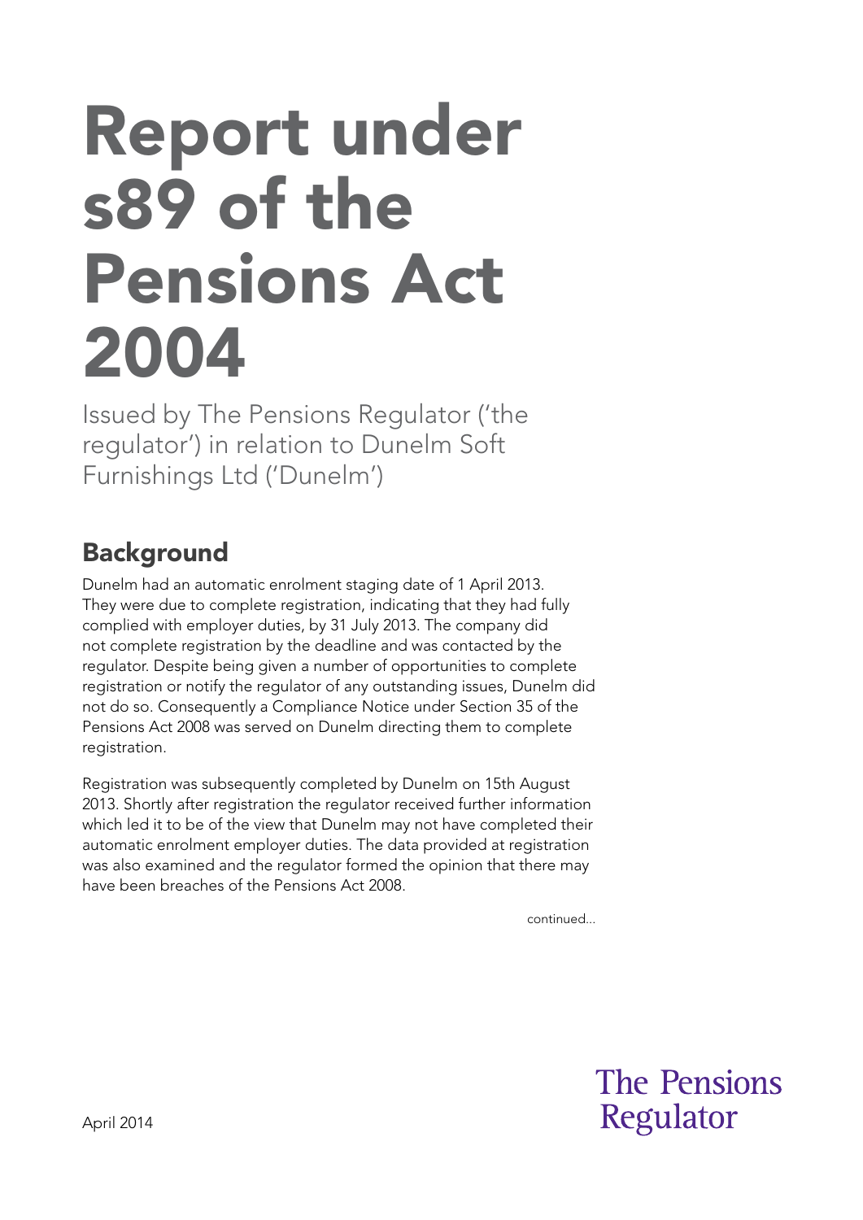# Report under s89 of the Pensions Act 2004

Issued by The Pensions Regulator ('the regulator') in relation to Dunelm Soft Furnishings Ltd ('Dunelm')

## Background

Dunelm had an automatic enrolment staging date of 1 April 2013. They were due to complete registration, indicating that they had fully complied with employer duties, by 31 July 2013. The company did not complete registration by the deadline and was contacted by the regulator. Despite being given a number of opportunities to complete registration or notify the regulator of any outstanding issues, Dunelm did not do so. Consequently a Compliance Notice under Section 35 of the Pensions Act 2008 was served on Dunelm directing them to complete registration.

Registration was subsequently completed by Dunelm on 15th August 2013. Shortly after registration the regulator received further information which led it to be of the view that Dunelm may not have completed their automatic enrolment employer duties. The data provided at registration was also examined and the regulator formed the opinion that there may have been breaches of the Pensions Act 2008.

continued...

April 2014

The Pensions Regulator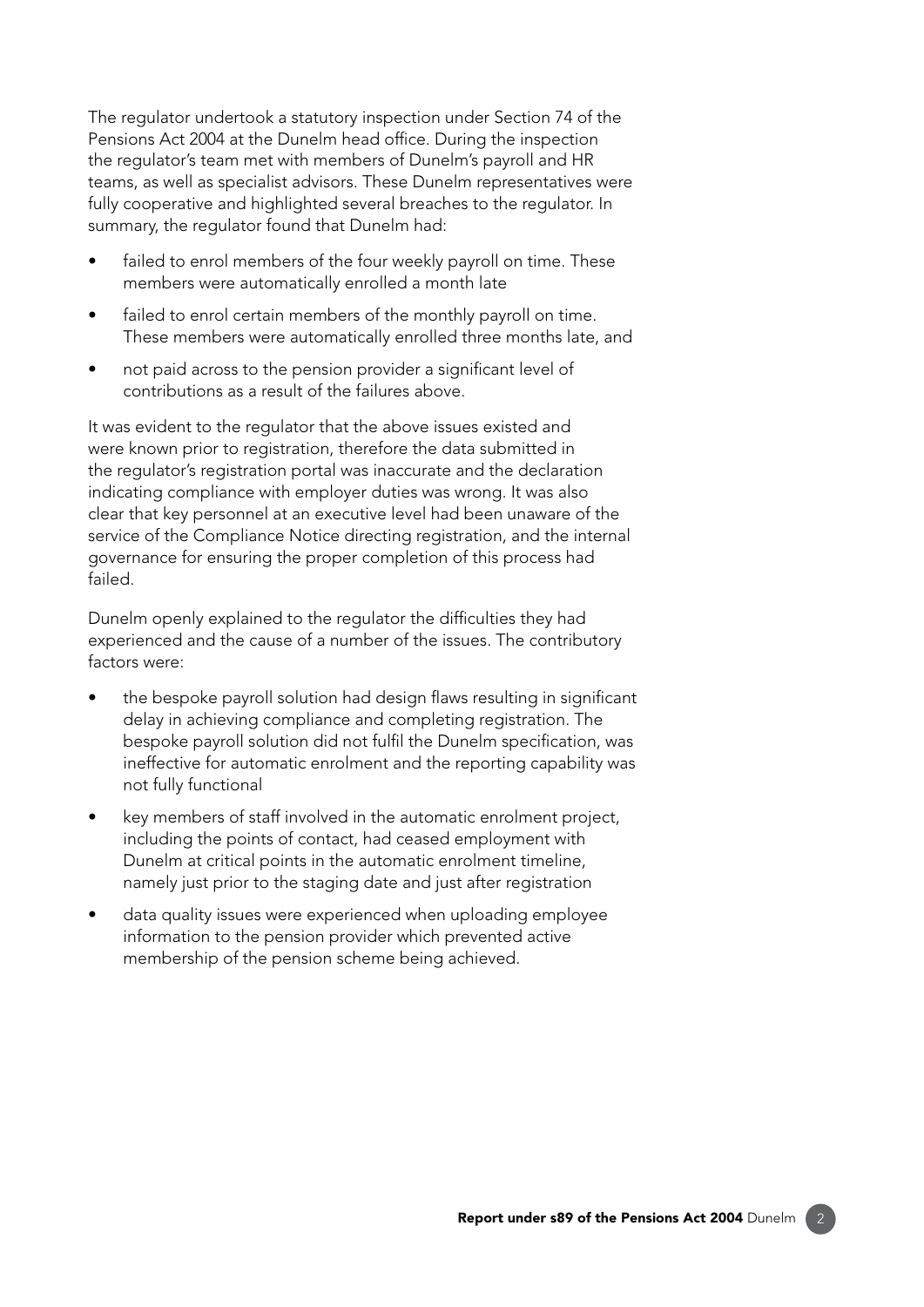The regulator undertook a statutory inspection under Section 74 of the Pensions Act 2004 at the Dunelm head office. During the inspection the regulator's team met with members of Dunelm's payroll and HR teams, as well as specialist advisors. These Dunelm representatives were fully cooperative and highlighted several breaches to the regulator. In summary, the regulator found that Dunelm had:

- failed to enrol members of the four weekly payroll on time. These members were automatically enrolled a month late
- failed to enrol certain members of the monthly payroll on time. These members were automatically enrolled three months late, and
- not paid across to the pension provider a significant level of contributions as a result of the failures above.

It was evident to the regulator that the above issues existed and were known prior to registration, therefore the data submitted in the regulator's registration portal was inaccurate and the declaration indicating compliance with employer duties was wrong. It was also clear that key personnel at an executive level had been unaware of the service of the Compliance Notice directing registration, and the internal governance for ensuring the proper completion of this process had failed.

Dunelm openly explained to the regulator the difficulties they had experienced and the cause of a number of the issues. The contributory factors were:

- the bespoke payroll solution had design flaws resulting in significant delay in achieving compliance and completing registration. The bespoke payroll solution did not fulfil the Dunelm specification, was ineffective for automatic enrolment and the reporting capability was not fully functional
- key members of staff involved in the automatic enrolment project, including the points of contact, had ceased employment with Dunelm at critical points in the automatic enrolment timeline, namely just prior to the staging date and just after registration
- data quality issues were experienced when uploading employee information to the pension provider which prevented active membership of the pension scheme being achieved.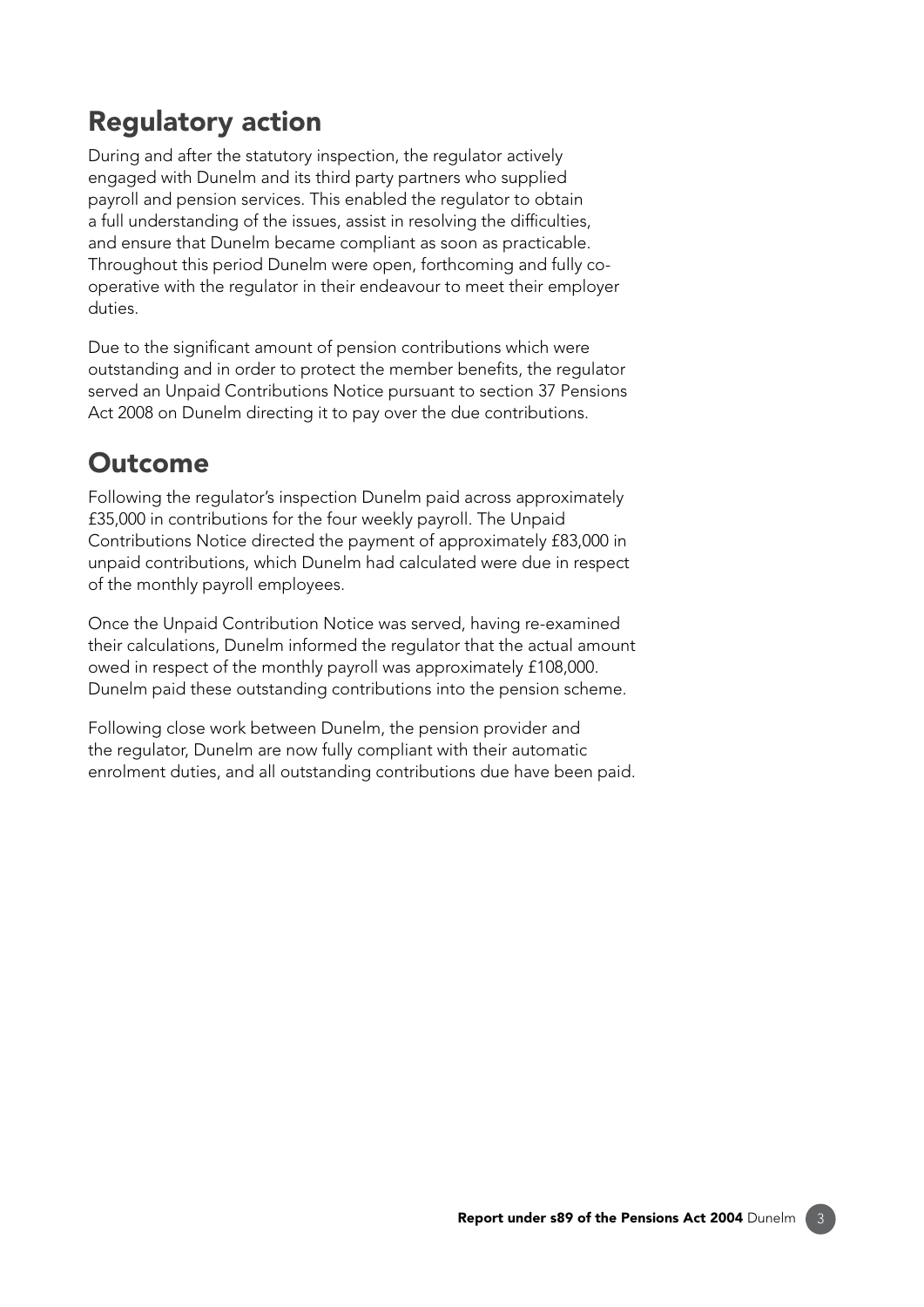## Regulatory action

During and after the statutory inspection, the regulator actively engaged with Dunelm and its third party partners who supplied payroll and pension services. This enabled the regulator to obtain a full understanding of the issues, assist in resolving the difficulties, and ensure that Dunelm became compliant as soon as practicable. Throughout this period Dunelm were open, forthcoming and fully co-operative with the regulator in their endeavour to meet their employer duties.

Due to the significant amount of pension contributions which were outstanding and in order to protect the member benefits, the regulator served an Unpaid Contributions Notice pursuant to section 37 Pensions Act 2008 on Dunelm directing it to pay over the due contributions.

## Outcome

Following the regulator's inspection Dunelm paid across approximately £35,000 in contributions for the four weekly payroll. The Unpaid Contributions Notice directed the payment of approximately £83,000 in unpaid contributions, which Dunelm had calculated were due in respect of the monthly payroll employees.

Once the Unpaid Contribution Notice was served, having re-examined their calculations, Dunelm informed the regulator that the actual amount owed in respect of the monthly payroll was approximately £108,000. Dunelm paid these outstanding contributions into the pension scheme.

Following close work between Dunelm, the pension provider and the regulator, Dunelm are now fully compliant with their automatic enrolment duties, and all outstanding contributions due have been paid.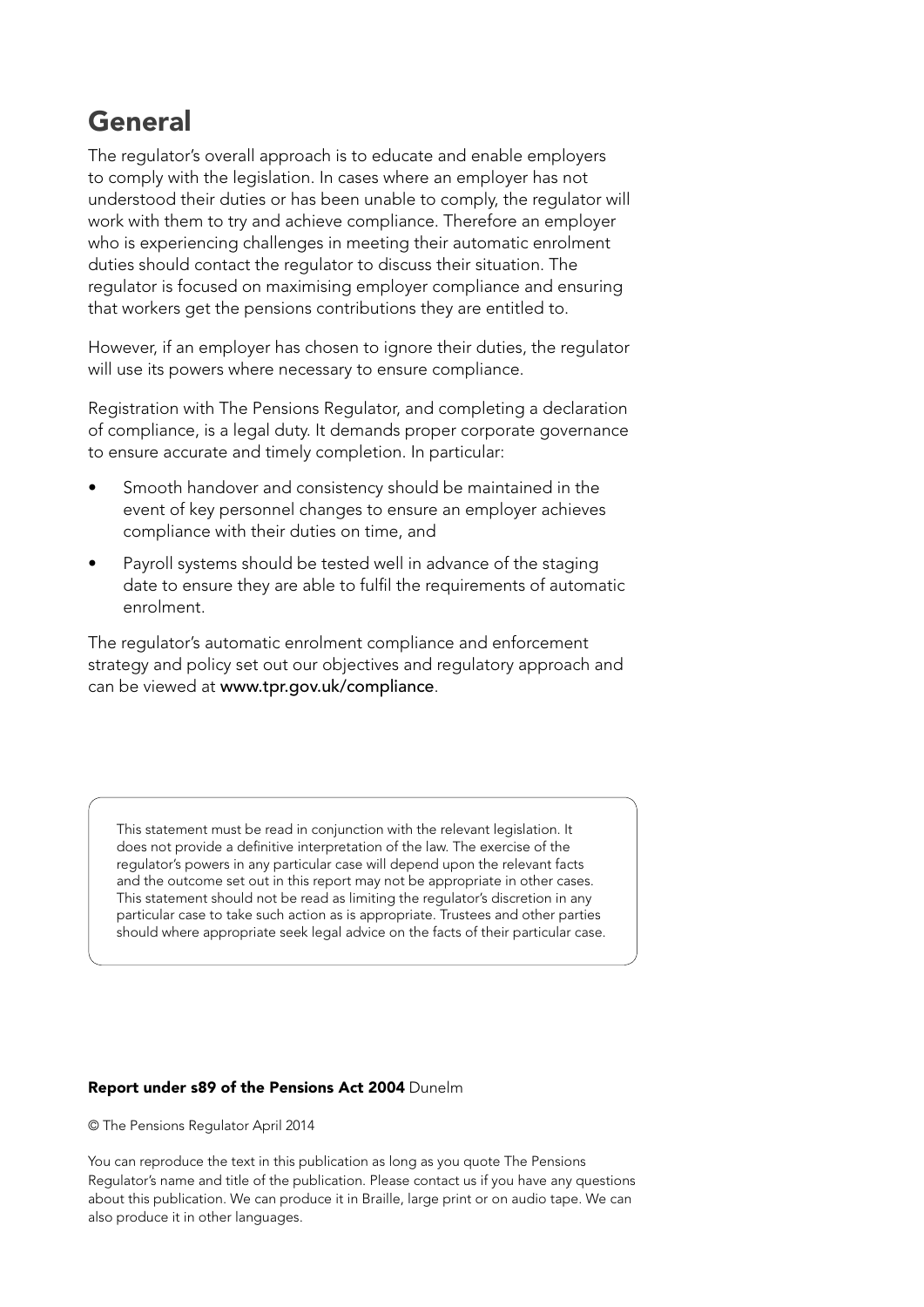## General

The regulator's overall approach is to educate and enable employers to comply with the legislation. In cases where an employer has not understood their duties or has been unable to comply, the regulator will work with them to try and achieve compliance. Therefore an employer who is experiencing challenges in meeting their automatic enrolment duties should contact the regulator to discuss their situation. The regulator is focused on maximising employer compliance and ensuring that workers get the pensions contributions they are entitled to.

However, if an employer has chosen to ignore their duties, the regulator will use its powers where necessary to ensure compliance.

Registration with The Pensions Regulator, and completing a declaration of compliance, is a legal duty. It demands proper corporate governance to ensure accurate and timely completion. In particular:

- Smooth handover and consistency should be maintained in the event of key personnel changes to ensure an employer achieves compliance with their duties on time, and
- Payroll systems should be tested well in advance of the staging date to ensure they are able to fulfil the requirements of automatic enrolment.

The regulator's automatic enrolment compliance and enforcement strategy and policy set out our objectives and regulatory approach and can be viewed at **www.tpr.gov.uk/compliance**.

This statement must be read in conjunction with the relevant legislation. It does not provide a definitive interpretation of the law. The exercise of the regulator's powers in any particular case will depend upon the relevant facts and the outcome set out in this report may not be appropriate in other cases. This statement should not be read as limiting the regulator's discretion in any particular case to take such action as is appropriate. Trustees and other parties should where appropriate seek legal advice on the facts of their particular case.

**Report under s89 of the Pensions Act 2004** Dunelm

© The Pensions Regulator April 2014

You can reproduce the text in this publication as long as you quote The Pensions Regulator's name and title of the publication. Please contact us if you have any questions about this publication. We can produce it in Braille, large print or on audio tape. We can also produce it in other languages.